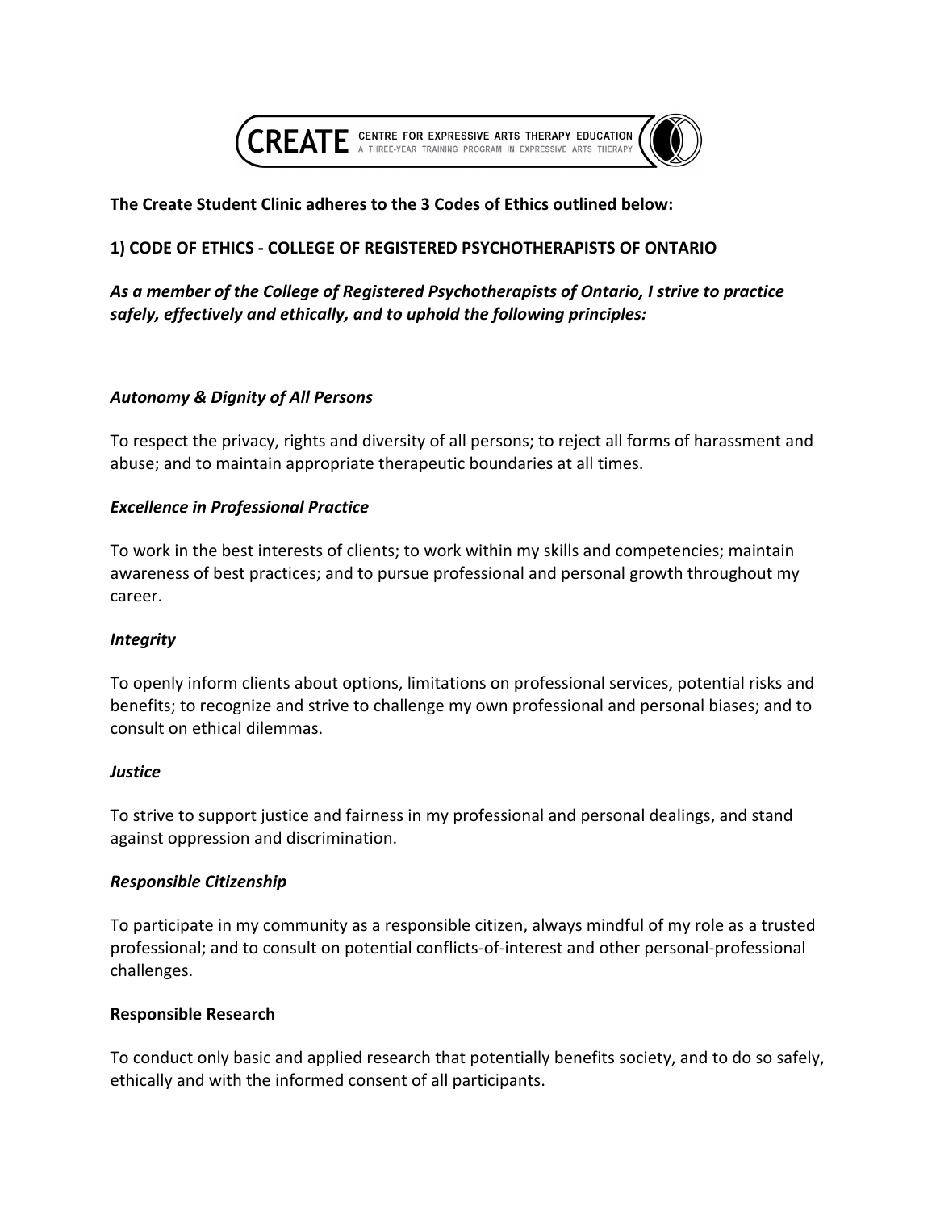CREATE CENTRE FOR EXPRESSIVE ARTS THERAPY EDUCATION
A THREE-YEAR TRAINING PROGRAM IN EXPRESSIVE ARTS THERAPY

**The Create Student Clinic adheres to the 3 Codes of Ethics outlined below:**

## 1) CODE OF ETHICS - COLLEGE OF REGISTERED PSYCHOTHERAPISTS OF ONTARIO

***As a member of the College of Registered Psychotherapists of Ontario, I strive to practice safely, effectively and ethically, and to uphold the following principles:***

### *Autonomy & Dignity of All Persons*

To respect the privacy, rights and diversity of all persons; to reject all forms of harassment and abuse; and to maintain appropriate therapeutic boundaries at all times.

### *Excellence in Professional Practice*

To work in the best interests of clients; to work within my skills and competencies; maintain awareness of best practices; and to pursue professional and personal growth throughout my career.

### *Integrity*

To openly inform clients about options, limitations on professional services, potential risks and benefits; to recognize and strive to challenge my own professional and personal biases; and to consult on ethical dilemmas.

### *Justice*

To strive to support justice and fairness in my professional and personal dealings, and stand against oppression and discrimination.

### *Responsible Citizenship*

To participate in my community as a responsible citizen, always mindful of my role as a trusted professional; and to consult on potential conflicts-of-interest and other personal-professional challenges.

### Responsible Research

To conduct only basic and applied research that potentially benefits society, and to do so safely, ethically and with the informed consent of all participants.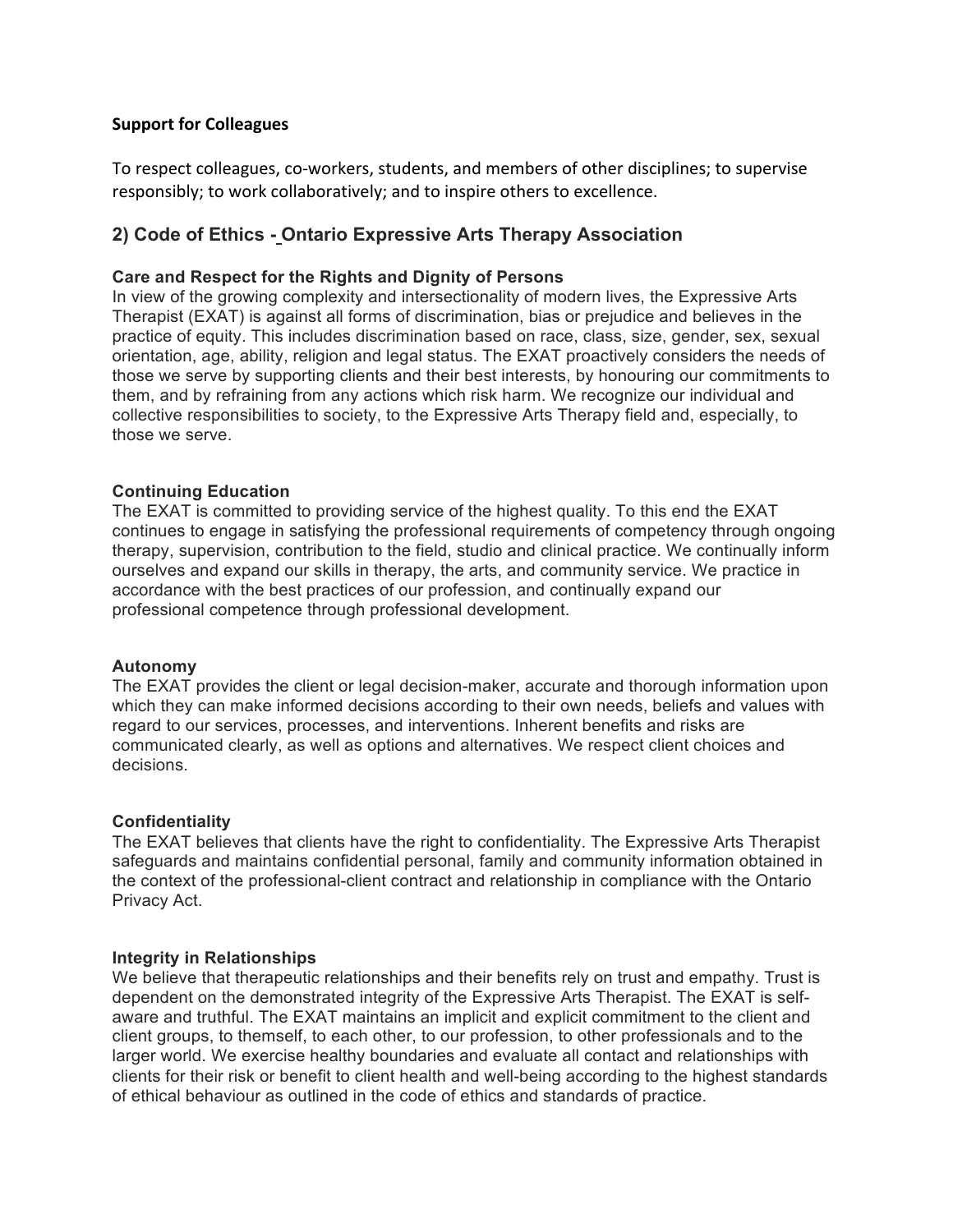**Support for Colleagues**

To respect colleagues, co-workers, students, and members of other disciplines; to supervise responsibly; to work collaboratively; and to inspire others to excellence.

## 2) Code of Ethics - Ontario Expressive Arts Therapy Association

**Care and Respect for the Rights and Dignity of Persons**
In view of the growing complexity and intersectionality of modern lives, the Expressive Arts Therapist (EXAT) is against all forms of discrimination, bias or prejudice and believes in the practice of equity. This includes discrimination based on race, class, size, gender, sex, sexual orientation, age, ability, religion and legal status. The EXAT proactively considers the needs of those we serve by supporting clients and their best interests, by honouring our commitments to them, and by refraining from any actions which risk harm. We recognize our individual and collective responsibilities to society, to the Expressive Arts Therapy field and, especially, to those we serve.

**Continuing Education**
The EXAT is committed to providing service of the highest quality. To this end the EXAT continues to engage in satisfying the professional requirements of competency through ongoing therapy, supervision, contribution to the field, studio and clinical practice. We continually inform ourselves and expand our skills in therapy, the arts, and community service. We practice in accordance with the best practices of our profession, and continually expand our professional competence through professional development.

**Autonomy**
The EXAT provides the client or legal decision-maker, accurate and thorough information upon which they can make informed decisions according to their own needs, beliefs and values with regard to our services, processes, and interventions. Inherent benefits and risks are communicated clearly, as well as options and alternatives. We respect client choices and decisions.

**Confidentiality**
The EXAT believes that clients have the right to confidentiality. The Expressive Arts Therapist safeguards and maintains confidential personal, family and community information obtained in the context of the professional-client contract and relationship in compliance with the Ontario Privacy Act.

**Integrity in Relationships**
We believe that therapeutic relationships and their benefits rely on trust and empathy. Trust is dependent on the demonstrated integrity of the Expressive Arts Therapist. The EXAT is self-aware and truthful. The EXAT maintains an implicit and explicit commitment to the client and client groups, to themself, to each other, to our profession, to other professionals and to the larger world. We exercise healthy boundaries and evaluate all contact and relationships with clients for their risk or benefit to client health and well-being according to the highest standards of ethical behaviour as outlined in the code of ethics and standards of practice.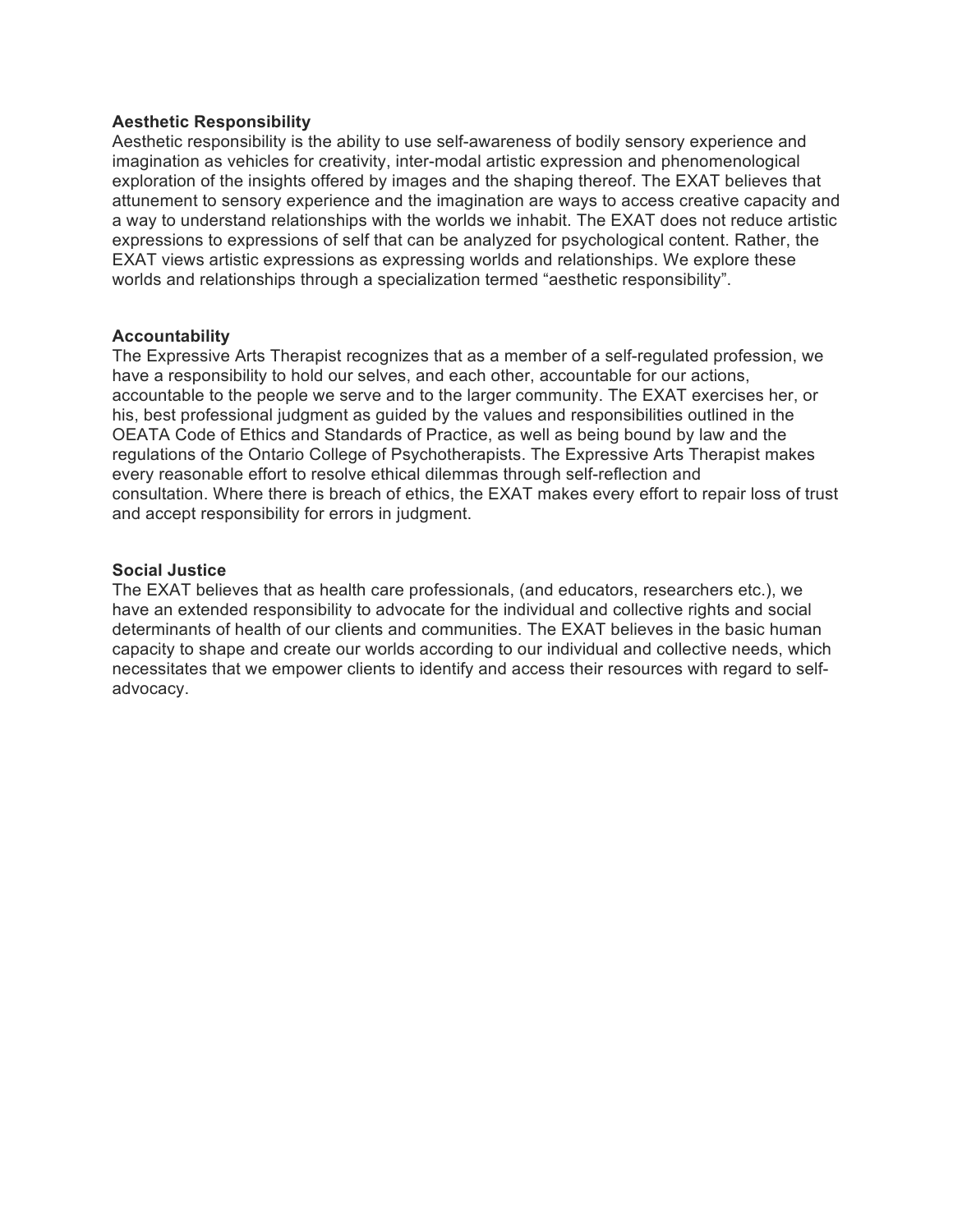**Aesthetic Responsibility**

Aesthetic responsibility is the ability to use self-awareness of bodily sensory experience and imagination as vehicles for creativity, inter-modal artistic expression and phenomenological exploration of the insights offered by images and the shaping thereof. The EXAT believes that attunement to sensory experience and the imagination are ways to access creative capacity and a way to understand relationships with the worlds we inhabit. The EXAT does not reduce artistic expressions to expressions of self that can be analyzed for psychological content. Rather, the EXAT views artistic expressions as expressing worlds and relationships. We explore these worlds and relationships through a specialization termed “aesthetic responsibility”.

**Accountability**

The Expressive Arts Therapist recognizes that as a member of a self-regulated profession, we have a responsibility to hold our selves, and each other, accountable for our actions, accountable to the people we serve and to the larger community. The EXAT exercises her, or his, best professional judgment as guided by the values and responsibilities outlined in the OEATA Code of Ethics and Standards of Practice, as well as being bound by law and the regulations of the Ontario College of Psychotherapists. The Expressive Arts Therapist makes every reasonable effort to resolve ethical dilemmas through self-reflection and consultation. Where there is breach of ethics, the EXAT makes every effort to repair loss of trust and accept responsibility for errors in judgment.

**Social Justice**

The EXAT believes that as health care professionals, (and educators, researchers etc.), we have an extended responsibility to advocate for the individual and collective rights and social determinants of health of our clients and communities. The EXAT believes in the basic human capacity to shape and create our worlds according to our individual and collective needs, which necessitates that we empower clients to identify and access their resources with regard to self-advocacy.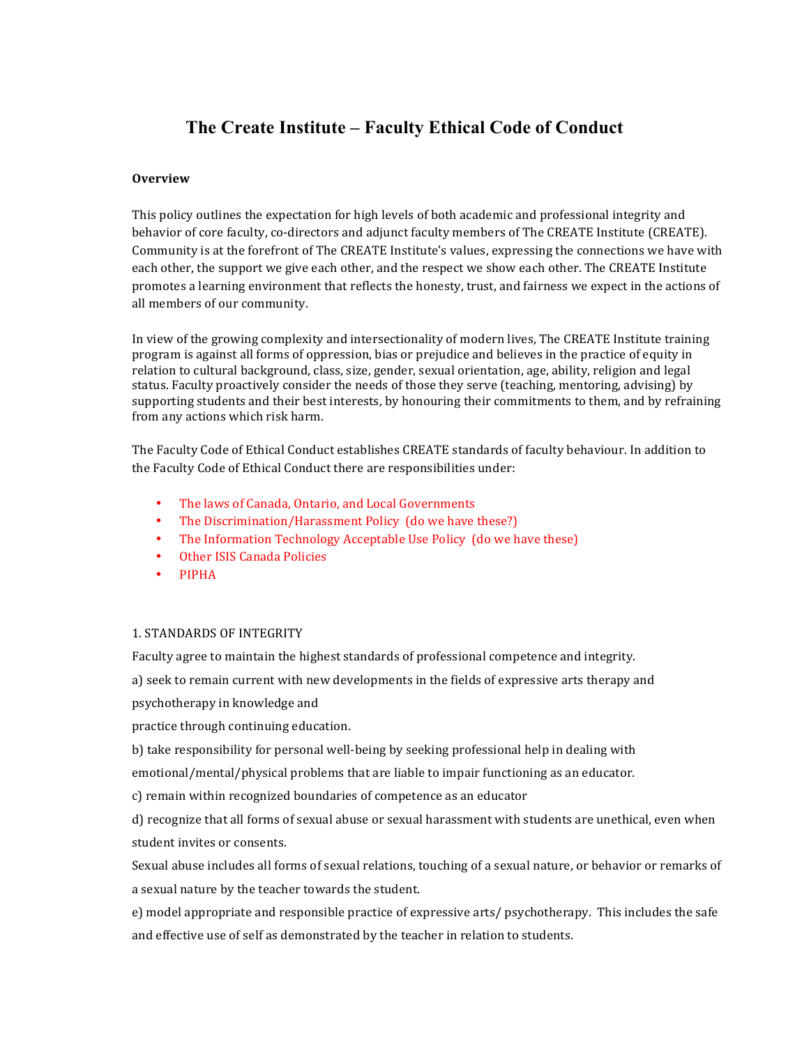# The Create Institute – Faculty Ethical Code of Conduct

**Overview**

This policy outlines the expectation for high levels of both academic and professional integrity and behavior of core faculty, co-directors and adjunct faculty members of The CREATE Institute (CREATE). Community is at the forefront of The CREATE Institute's values, expressing the connections we have with each other, the support we give each other, and the respect we show each other. The CREATE Institute promotes a learning environment that reflects the honesty, trust, and fairness we expect in the actions of all members of our community.

In view of the growing complexity and intersectionality of modern lives, The CREATE Institute training program is against all forms of oppression, bias or prejudice and believes in the practice of equity in relation to cultural background, class, size, gender, sexual orientation, age, ability, religion and legal status. Faculty proactively consider the needs of those they serve (teaching, mentoring, advising) by supporting students and their best interests, by honouring their commitments to them, and by refraining from any actions which risk harm.

The Faculty Code of Ethical Conduct establishes CREATE standards of faculty behaviour. In addition to the Faculty Code of Ethical Conduct there are responsibilities under:

- The laws of Canada, Ontario, and Local Governments
- The Discrimination/Harassment Policy (do we have these?)
- The Information Technology Acceptable Use Policy (do we have these)
- Other ISIS Canada Policies
- PIPHA

1. STANDARDS OF INTEGRITY

Faculty agree to maintain the highest standards of professional competence and integrity.

a) seek to remain current with new developments in the fields of expressive arts therapy and psychotherapy in knowledge and practice through continuing education.

b) take responsibility for personal well-being by seeking professional help in dealing with emotional/mental/physical problems that are liable to impair functioning as an educator.

c) remain within recognized boundaries of competence as an educator

d) recognize that all forms of sexual abuse or sexual harassment with students are unethical, even when student invites or consents.

Sexual abuse includes all forms of sexual relations, touching of a sexual nature, or behavior or remarks of a sexual nature by the teacher towards the student.

e) model appropriate and responsible practice of expressive arts/ psychotherapy. This includes the safe and effective use of self as demonstrated by the teacher in relation to students.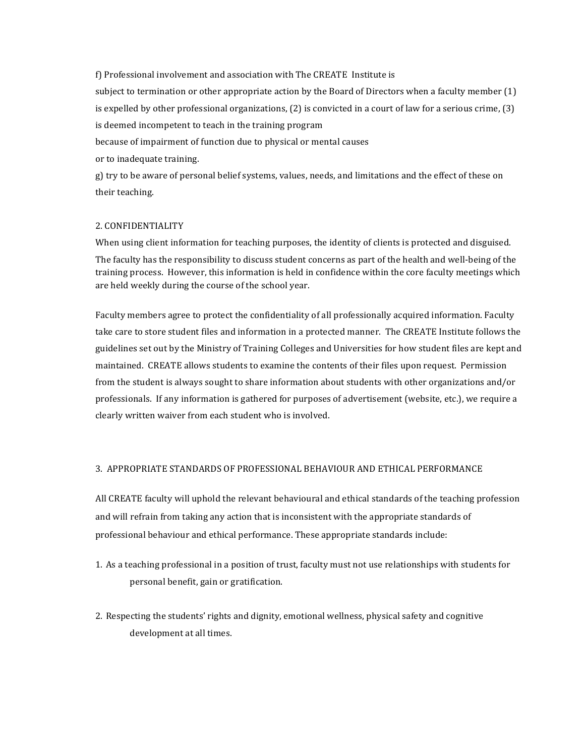f) Professional involvement and association with The CREATE Institute is subject to termination or other appropriate action by the Board of Directors when a faculty member (1) is expelled by other professional organizations, (2) is convicted in a court of law for a serious crime, (3) is deemed incompetent to teach in the training program because of impairment of function due to physical or mental causes or to inadequate training.

g) try to be aware of personal belief systems, values, needs, and limitations and the effect of these on their teaching.

## 2. CONFIDENTIALITY

When using client information for teaching purposes, the identity of clients is protected and disguised. The faculty has the responsibility to discuss student concerns as part of the health and well-being of the training process. However, this information is held in confidence within the core faculty meetings which are held weekly during the course of the school year.

Faculty members agree to protect the confidentiality of all professionally acquired information. Faculty take care to store student files and information in a protected manner. The CREATE Institute follows the guidelines set out by the Ministry of Training Colleges and Universities for how student files are kept and maintained. CREATE allows students to examine the contents of their files upon request. Permission from the student is always sought to share information about students with other organizations and/or professionals. If any information is gathered for purposes of advertisement (website, etc.), we require a clearly written waiver from each student who is involved.

## 3. APPROPRIATE STANDARDS OF PROFESSIONAL BEHAVIOUR AND ETHICAL PERFORMANCE

All CREATE faculty will uphold the relevant behavioural and ethical standards of the teaching profession and will refrain from taking any action that is inconsistent with the appropriate standards of professional behaviour and ethical performance. These appropriate standards include:

1. As a teaching professional in a position of trust, faculty must not use relationships with students for personal benefit, gain or gratification.

2. Respecting the students' rights and dignity, emotional wellness, physical safety and cognitive development at all times.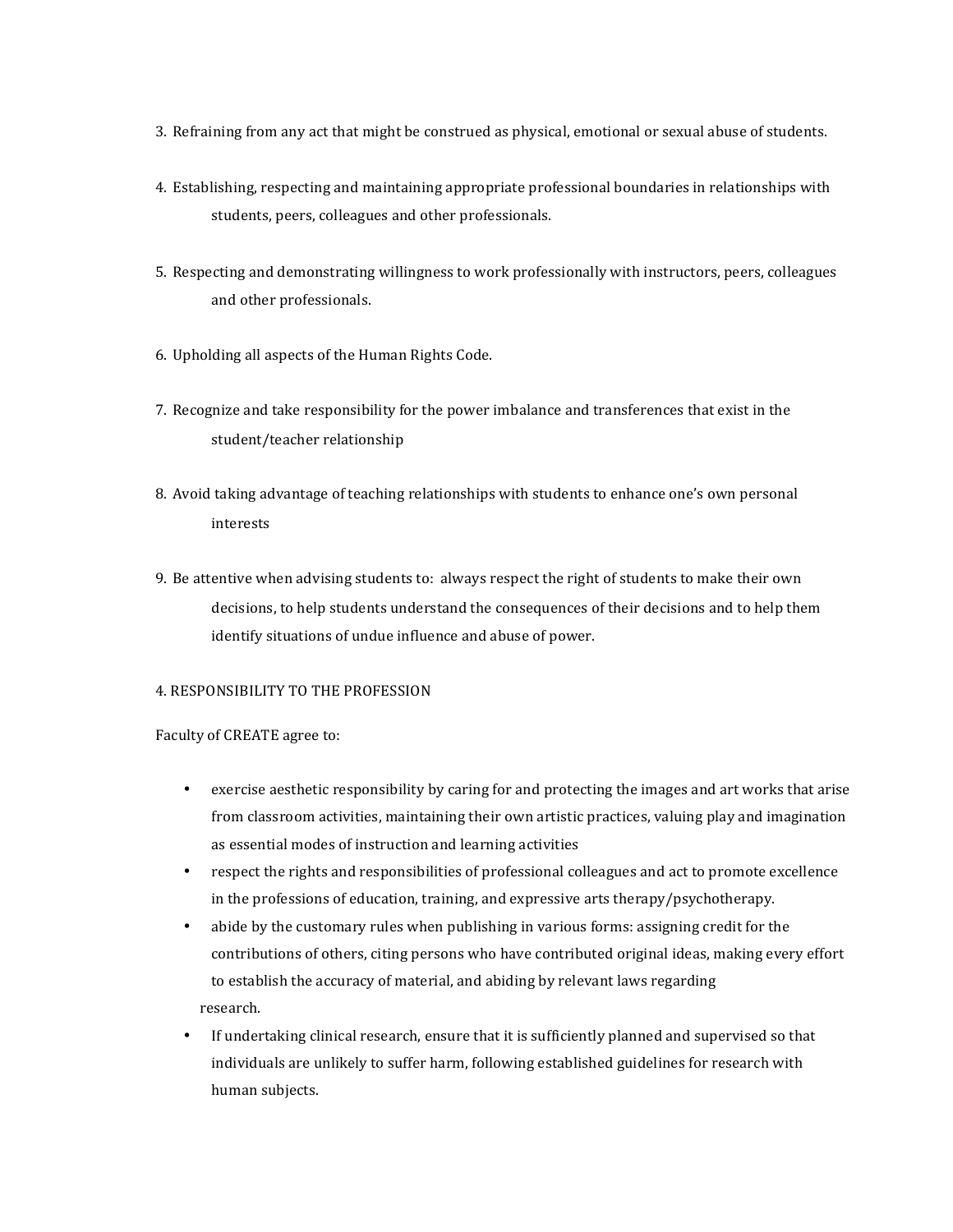3. Refraining from any act that might be construed as physical, emotional or sexual abuse of students.

4. Establishing, respecting and maintaining appropriate professional boundaries in relationships with students, peers, colleagues and other professionals.

5. Respecting and demonstrating willingness to work professionally with instructors, peers, colleagues and other professionals.

6. Upholding all aspects of the Human Rights Code.

7. Recognize and take responsibility for the power imbalance and transferences that exist in the student/teacher relationship

8. Avoid taking advantage of teaching relationships with students to enhance one's own personal interests

9. Be attentive when advising students to: always respect the right of students to make their own decisions, to help students understand the consequences of their decisions and to help them identify situations of undue influence and abuse of power.

4. RESPONSIBILITY TO THE PROFESSION

Faculty of CREATE agree to:

- exercise aesthetic responsibility by caring for and protecting the images and art works that arise from classroom activities, maintaining their own artistic practices, valuing play and imagination as essential modes of instruction and learning activities
- respect the rights and responsibilities of professional colleagues and act to promote excellence in the professions of education, training, and expressive arts therapy/psychotherapy.
- abide by the customary rules when publishing in various forms: assigning credit for the contributions of others, citing persons who have contributed original ideas, making every effort to establish the accuracy of material, and abiding by relevant laws regarding research.
- If undertaking clinical research, ensure that it is sufficiently planned and supervised so that individuals are unlikely to suffer harm, following established guidelines for research with human subjects.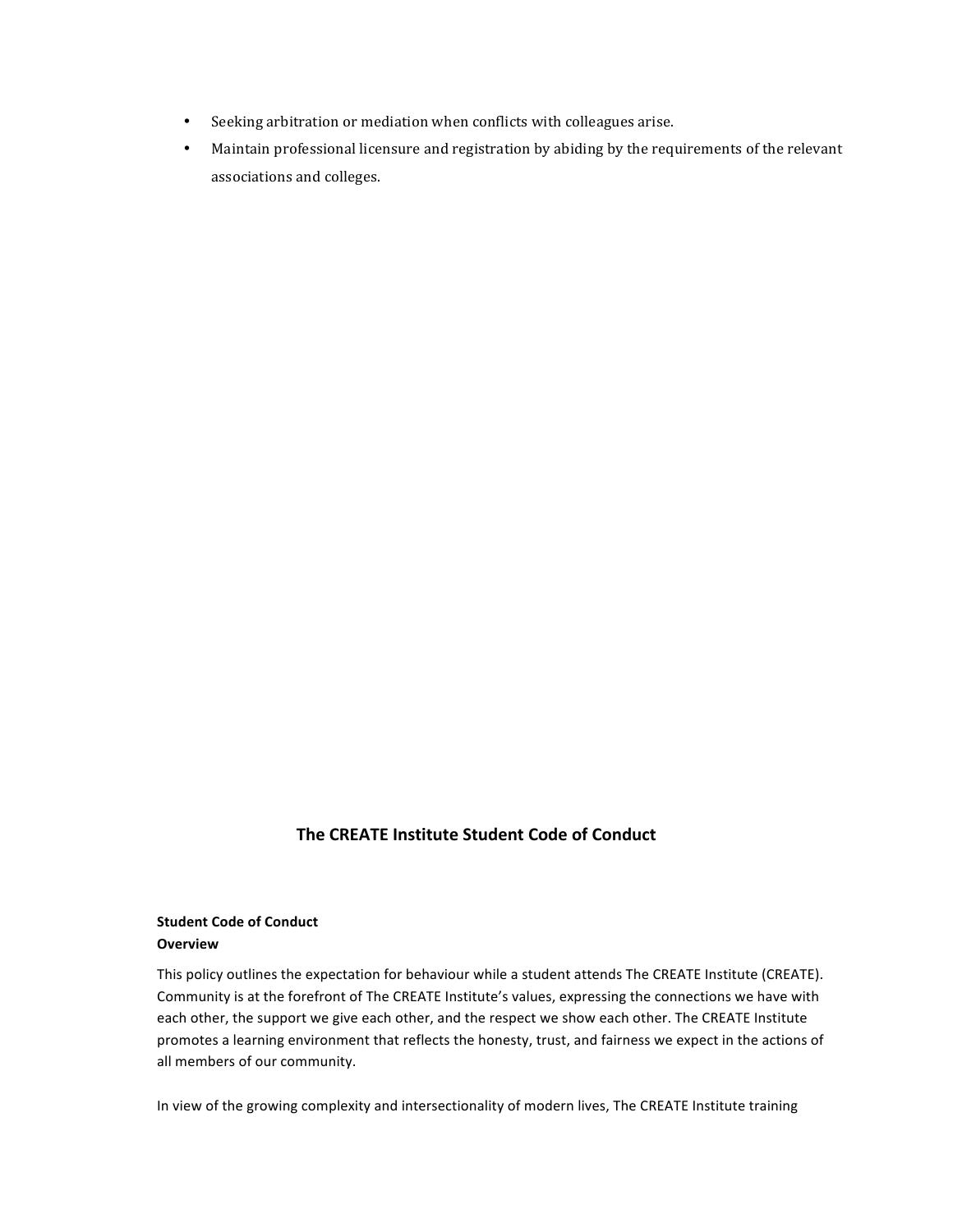- Seeking arbitration or mediation when conflicts with colleagues arise.
- Maintain professional licensure and registration by abiding by the requirements of the relevant associations and colleges.

## The CREATE Institute Student Code of Conduct

**Student Code of Conduct**
**Overview**

This policy outlines the expectation for behaviour while a student attends The CREATE Institute (CREATE). Community is at the forefront of The CREATE Institute's values, expressing the connections we have with each other, the support we give each other, and the respect we show each other. The CREATE Institute promotes a learning environment that reflects the honesty, trust, and fairness we expect in the actions of all members of our community.

In view of the growing complexity and intersectionality of modern lives, The CREATE Institute training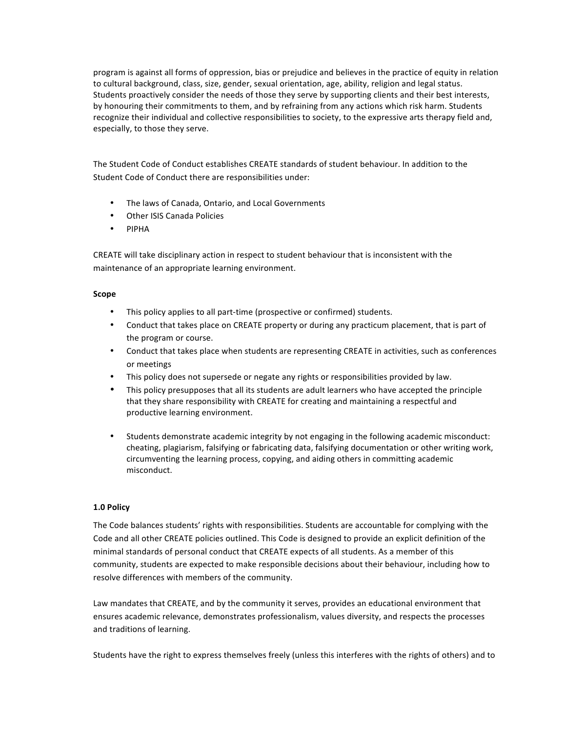program is against all forms of oppression, bias or prejudice and believes in the practice of equity in relation to cultural background, class, size, gender, sexual orientation, age, ability, religion and legal status. Students proactively consider the needs of those they serve by supporting clients and their best interests, by honouring their commitments to them, and by refraining from any actions which risk harm. Students recognize their individual and collective responsibilities to society, to the expressive arts therapy field and, especially, to those they serve.

The Student Code of Conduct establishes CREATE standards of student behaviour. In addition to the Student Code of Conduct there are responsibilities under:

- The laws of Canada, Ontario, and Local Governments
- Other ISIS Canada Policies
- PIPHA

CREATE will take disciplinary action in respect to student behaviour that is inconsistent with the maintenance of an appropriate learning environment.

**Scope**

- This policy applies to all part-time (prospective or confirmed) students.
- Conduct that takes place on CREATE property or during any practicum placement, that is part of the program or course.
- Conduct that takes place when students are representing CREATE in activities, such as conferences or meetings
- This policy does not supersede or negate any rights or responsibilities provided by law.
- This policy presupposes that all its students are adult learners who have accepted the principle that they share responsibility with CREATE for creating and maintaining a respectful and productive learning environment.
- Students demonstrate academic integrity by not engaging in the following academic misconduct: cheating, plagiarism, falsifying or fabricating data, falsifying documentation or other writing work, circumventing the learning process, copying, and aiding others in committing academic misconduct.

**1.0 Policy**

The Code balances students' rights with responsibilities. Students are accountable for complying with the Code and all other CREATE policies outlined. This Code is designed to provide an explicit definition of the minimal standards of personal conduct that CREATE expects of all students. As a member of this community, students are expected to make responsible decisions about their behaviour, including how to resolve differences with members of the community.

Law mandates that CREATE, and by the community it serves, provides an educational environment that ensures academic relevance, demonstrates professionalism, values diversity, and respects the processes and traditions of learning.

Students have the right to express themselves freely (unless this interferes with the rights of others) and to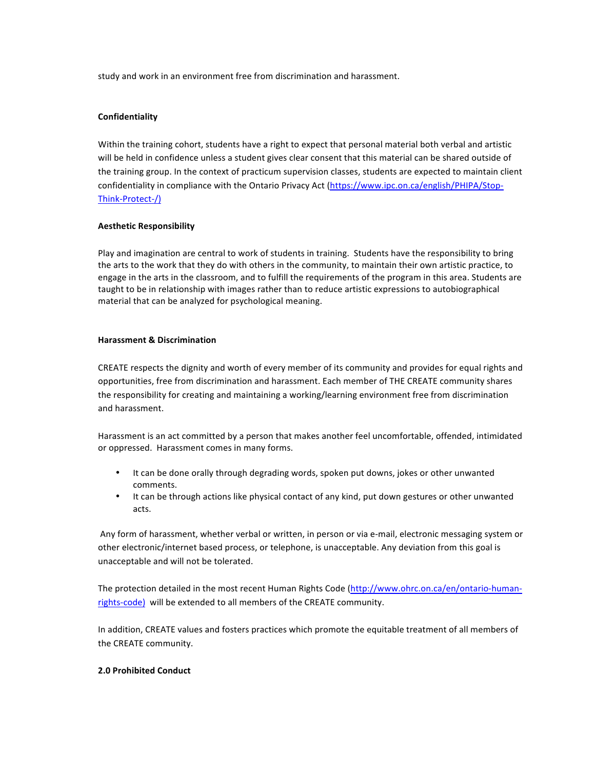study and work in an environment free from discrimination and harassment.

**Confidentiality**

Within the training cohort, students have a right to expect that personal material both verbal and artistic will be held in confidence unless a student gives clear consent that this material can be shared outside of the training group. In the context of practicum supervision classes, students are expected to maintain client confidentiality in compliance with the Ontario Privacy Act (https://www.ipc.on.ca/english/PHIPA/Stop-Think-Protect-/)

**Aesthetic Responsibility**

Play and imagination are central to work of students in training. Students have the responsibility to bring the arts to the work that they do with others in the community, to maintain their own artistic practice, to engage in the arts in the classroom, and to fulfill the requirements of the program in this area. Students are taught to be in relationship with images rather than to reduce artistic expressions to autobiographical material that can be analyzed for psychological meaning.

**Harassment & Discrimination**

CREATE respects the dignity and worth of every member of its community and provides for equal rights and opportunities, free from discrimination and harassment. Each member of THE CREATE community shares the responsibility for creating and maintaining a working/learning environment free from discrimination and harassment.

Harassment is an act committed by a person that makes another feel uncomfortable, offended, intimidated or oppressed. Harassment comes in many forms.

- It can be done orally through degrading words, spoken put downs, jokes or other unwanted comments.
- It can be through actions like physical contact of any kind, put down gestures or other unwanted acts.

Any form of harassment, whether verbal or written, in person or via e-mail, electronic messaging system or other electronic/internet based process, or telephone, is unacceptable. Any deviation from this goal is unacceptable and will not be tolerated.

The protection detailed in the most recent Human Rights Code (http://www.ohrc.on.ca/en/ontario-human-rights-code) will be extended to all members of the CREATE community.

In addition, CREATE values and fosters practices which promote the equitable treatment of all members of the CREATE community.

**2.0 Prohibited Conduct**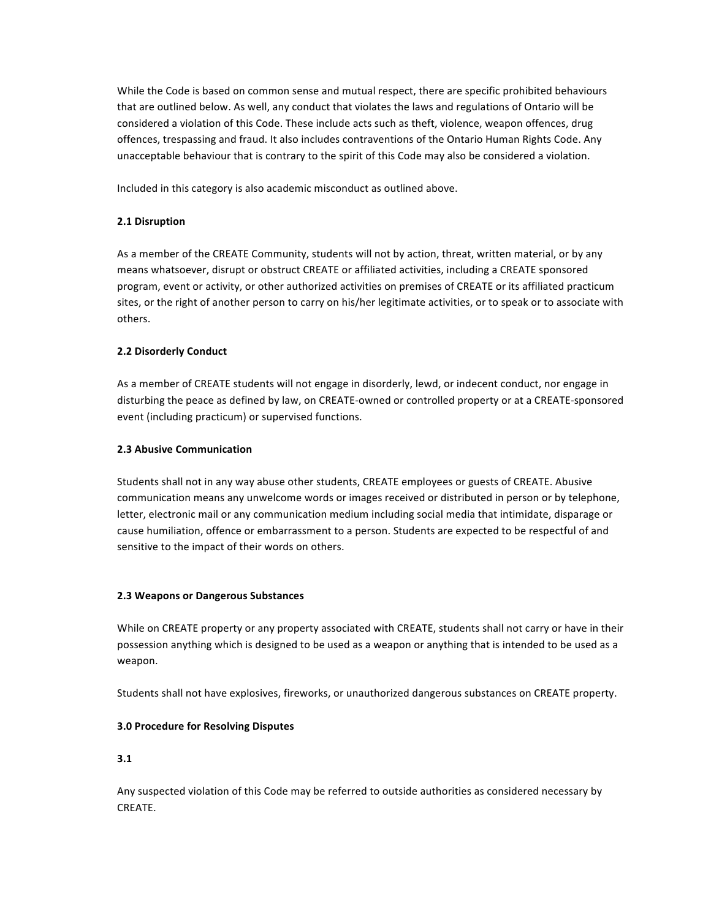While the Code is based on common sense and mutual respect, there are specific prohibited behaviours that are outlined below. As well, any conduct that violates the laws and regulations of Ontario will be considered a violation of this Code. These include acts such as theft, violence, weapon offences, drug offences, trespassing and fraud. It also includes contraventions of the Ontario Human Rights Code. Any unacceptable behaviour that is contrary to the spirit of this Code may also be considered a violation.

Included in this category is also academic misconduct as outlined above.

**2.1 Disruption**

As a member of the CREATE Community, students will not by action, threat, written material, or by any means whatsoever, disrupt or obstruct CREATE or affiliated activities, including a CREATE sponsored program, event or activity, or other authorized activities on premises of CREATE or its affiliated practicum sites, or the right of another person to carry on his/her legitimate activities, or to speak or to associate with others.

**2.2 Disorderly Conduct**

As a member of CREATE students will not engage in disorderly, lewd, or indecent conduct, nor engage in disturbing the peace as defined by law, on CREATE-owned or controlled property or at a CREATE-sponsored event (including practicum) or supervised functions.

**2.3 Abusive Communication**

Students shall not in any way abuse other students, CREATE employees or guests of CREATE. Abusive communication means any unwelcome words or images received or distributed in person or by telephone, letter, electronic mail or any communication medium including social media that intimidate, disparage or cause humiliation, offence or embarrassment to a person. Students are expected to be respectful of and sensitive to the impact of their words on others.

**2.3 Weapons or Dangerous Substances**

While on CREATE property or any property associated with CREATE, students shall not carry or have in their possession anything which is designed to be used as a weapon or anything that is intended to be used as a weapon.

Students shall not have explosives, fireworks, or unauthorized dangerous substances on CREATE property.

**3.0 Procedure for Resolving Disputes**

**3.1**

Any suspected violation of this Code may be referred to outside authorities as considered necessary by CREATE.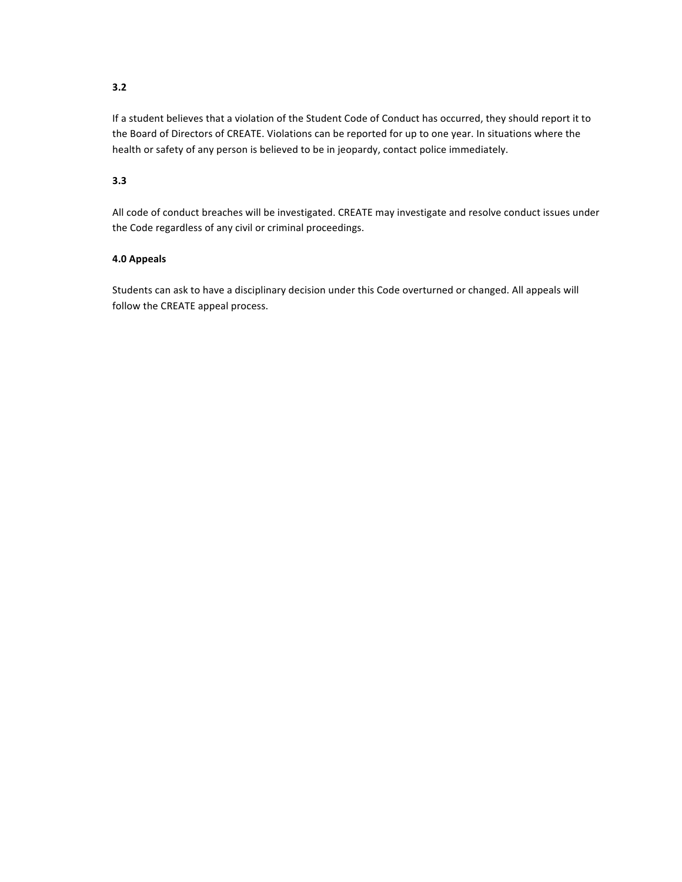**3.2**

If a student believes that a violation of the Student Code of Conduct has occurred, they should report it to the Board of Directors of CREATE. Violations can be reported for up to one year. In situations where the health or safety of any person is believed to be in jeopardy, contact police immediately.

**3.3**

All code of conduct breaches will be investigated. CREATE may investigate and resolve conduct issues under the Code regardless of any civil or criminal proceedings.

**4.0 Appeals**

Students can ask to have a disciplinary decision under this Code overturned or changed. All appeals will follow the CREATE appeal process.